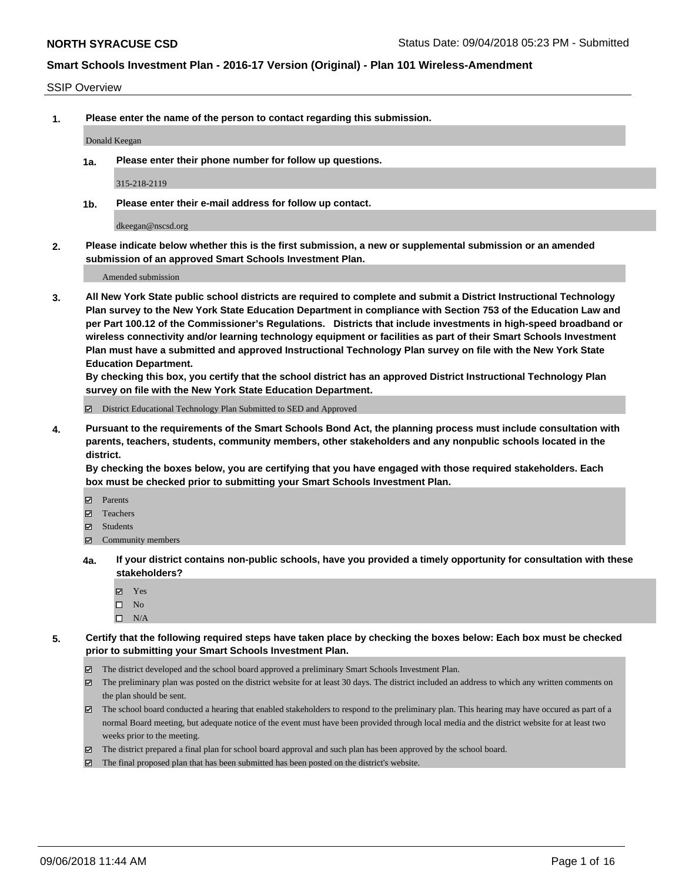**NORTH SYRACUSE CSD**

Status Date: 09/04/2018 05:23 PM - Submitted

## Smart Schools Investment Plan - 2016-17 Version (Original) - Plan 101 Wireless-Amendment

SSIP Overview

**1. Please enter the name of the person to contact regarding this submission.**

Donald Keegan

**1a. Please enter their phone number for follow up questions.**

315-218-2119

**1b. Please enter their e-mail address for follow up contact.**

dkeegan@nscsd.org

**2. Please indicate below whether this is the first submission, a new or supplemental submission or an amended submission of an approved Smart Schools Investment Plan.**

Amended submission

**3. All New York State public school districts are required to complete and submit a District Instructional Technology Plan survey to the New York State Education Department in compliance with Section 753 of the Education Law and per Part 100.12 of the Commissioner's Regulations. Districts that include investments in high-speed broadband or wireless connectivity and/or learning technology equipment or facilities as part of their Smart Schools Investment Plan must have a submitted and approved Instructional Technology Plan survey on file with the New York State Education Department.**
**By checking this box, you certify that the school district has an approved District Instructional Technology Plan survey on file with the New York State Education Department.**

- ☑ District Educational Technology Plan Submitted to SED and Approved

**4. Pursuant to the requirements of the Smart Schools Bond Act, the planning process must include consultation with parents, teachers, students, community members, other stakeholders and any nonpublic schools located in the district.**
**By checking the boxes below, you are certifying that you have engaged with those required stakeholders. Each box must be checked prior to submitting your Smart Schools Investment Plan.**

- ☑ Parents
- ☑ Teachers
- ☑ Students
- ☑ Community members

**4a. If your district contains non-public schools, have you provided a timely opportunity for consultation with these stakeholders?**

- ☑ Yes
- ☐ No
- ☐ N/A

**5. Certify that the following required steps have taken place by checking the boxes below: Each box must be checked prior to submitting your Smart Schools Investment Plan.**

- ☑ The district developed and the school board approved a preliminary Smart Schools Investment Plan.
- ☑ The preliminary plan was posted on the district website for at least 30 days. The district included an address to which any written comments on the plan should be sent.
- ☑ The school board conducted a hearing that enabled stakeholders to respond to the preliminary plan. This hearing may have occured as part of a normal Board meeting, but adequate notice of the event must have been provided through local media and the district website for at least two weeks prior to the meeting.
- ☑ The district prepared a final plan for school board approval and such plan has been approved by the school board.
- ☑ The final proposed plan that has been submitted has been posted on the district's website.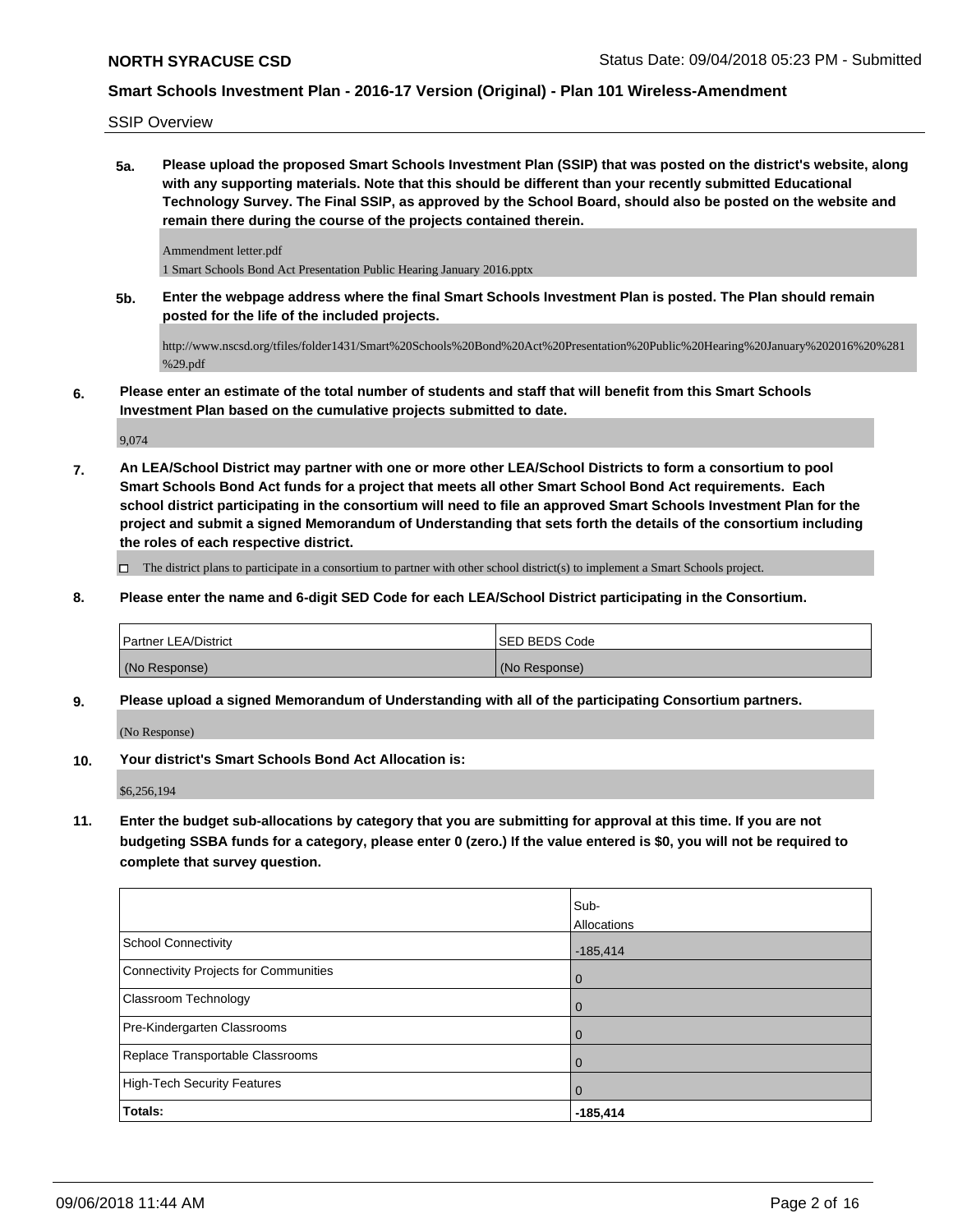SSIP Overview

**5a. Please upload the proposed Smart Schools Investment Plan (SSIP) that was posted on the district's website, along with any supporting materials. Note that this should be different than your recently submitted Educational Technology Survey. The Final SSIP, as approved by the School Board, should also be posted on the website and remain there during the course of the projects contained therein.**

Ammendment letter.pdf
1 Smart Schools Bond Act Presentation Public Hearing January 2016.pptx

**5b. Enter the webpage address where the final Smart Schools Investment Plan is posted. The Plan should remain posted for the life of the included projects.**

http://www.nscsd.org/tfiles/folder1431/Smart%20Schools%20Bond%20Act%20Presentation%20Public%20Hearing%20January%202016%20%281%29.pdf

**6. Please enter an estimate of the total number of students and staff that will benefit from this Smart Schools Investment Plan based on the cumulative projects submitted to date.**

9,074

**7. An LEA/School District may partner with one or more other LEA/School Districts to form a consortium to pool Smart Schools Bond Act funds for a project that meets all other Smart School Bond Act requirements. Each school district participating in the consortium will need to file an approved Smart Schools Investment Plan for the project and submit a signed Memorandum of Understanding that sets forth the details of the consortium including the roles of each respective district.**

☐ The district plans to participate in a consortium to partner with other school district(s) to implement a Smart Schools project.

**8. Please enter the name and 6-digit SED Code for each LEA/School District participating in the Consortium.**

| Partner LEA/District | SED BEDS Code |
|---|---|
| (No Response) | (No Response) |

**9. Please upload a signed Memorandum of Understanding with all of the participating Consortium partners.**

(No Response)

**10. Your district's Smart Schools Bond Act Allocation is:**

$6,256,194

**11. Enter the budget sub-allocations by category that you are submitting for approval at this time. If you are not budgeting SSBA funds for a category, please enter 0 (zero.) If the value entered is $0, you will not be required to complete that survey question.**

| | Sub-Allocations |
|---|---|
| School Connectivity | -185,414 |
| Connectivity Projects for Communities | 0 |
| Classroom Technology | 0 |
| Pre-Kindergarten Classrooms | 0 |
| Replace Transportable Classrooms | 0 |
| High-Tech Security Features | 0 |
| **Totals:** | **-185,414** |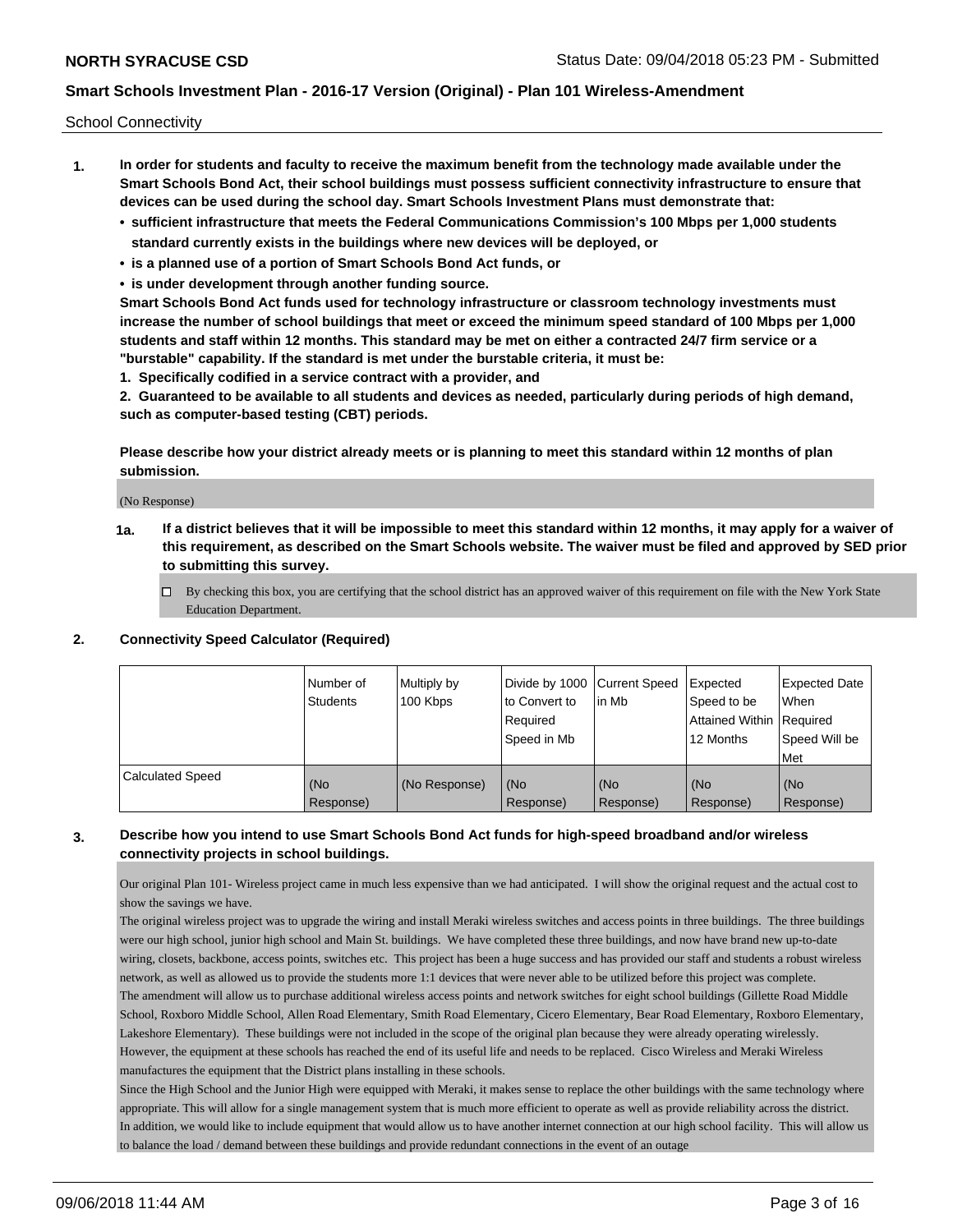School Connectivity

1. **In order for students and faculty to receive the maximum benefit from the technology made available under the Smart Schools Bond Act, their school buildings must possess sufficient connectivity infrastructure to ensure that devices can be used during the school day. Smart Schools Investment Plans must demonstrate that:**
   - **sufficient infrastructure that meets the Federal Communications Commission's 100 Mbps per 1,000 students standard currently exists in the buildings where new devices will be deployed, or**
   - **is a planned use of a portion of Smart Schools Bond Act funds, or**
   - **is under development through another funding source.**

   **Smart Schools Bond Act funds used for technology infrastructure or classroom technology investments must increase the number of school buildings that meet or exceed the minimum speed standard of 100 Mbps per 1,000 students and staff within 12 months. This standard may be met on either a contracted 24/7 firm service or a "burstable" capability. If the standard is met under the burstable criteria, it must be:**

   **1. Specifically codified in a service contract with a provider, and**

   **2. Guaranteed to be available to all students and devices as needed, particularly during periods of high demand, such as computer-based testing (CBT) periods.**

   **Please describe how your district already meets or is planning to meet this standard within 12 months of plan submission.**

   (No Response)

   **1a. If a district believes that it will be impossible to meet this standard within 12 months, it may apply for a waiver of this requirement, as described on the Smart Schools website. The waiver must be filed and approved by SED prior to submitting this survey.**

   ☐ By checking this box, you are certifying that the school district has an approved waiver of this requirement on file with the New York State Education Department.

2. **Connectivity Speed Calculator (Required)**

| | Number of Students | Multiply by 100 Kbps | Divide by 1000 to Convert to Required Speed in Mb | Current Speed in Mb | Expected Speed to be Attained Within 12 Months | Expected Date When Required Speed Will be Met |
|---|---|---|---|---|---|---|
| Calculated Speed | (No Response) | (No Response) | (No Response) | (No Response) | (No Response) | (No Response) |

3. **Describe how you intend to use Smart Schools Bond Act funds for high-speed broadband and/or wireless connectivity projects in school buildings.**

   Our original Plan 101- Wireless project came in much less expensive than we had anticipated. I will show the original request and the actual cost to show the savings we have.

   The original wireless project was to upgrade the wiring and install Meraki wireless switches and access points in three buildings. The three buildings were our high school, junior high school and Main St. buildings. We have completed these three buildings, and now have brand new up-to-date wiring, closets, backbone, access points, switches etc. This project has been a huge success and has provided our staff and students a robust wireless network, as well as allowed us to provide the students more 1:1 devices that were never able to be utilized before this project was complete.

   The amendment will allow us to purchase additional wireless access points and network switches for eight school buildings (Gillette Road Middle School, Roxboro Middle School, Allen Road Elementary, Smith Road Elementary, Cicero Elementary, Bear Road Elementary, Roxboro Elementary, Lakeshore Elementary). These buildings were not included in the scope of the original plan because they were already operating wirelessly. However, the equipment at these schools has reached the end of its useful life and needs to be replaced. Cisco Wireless and Meraki Wireless manufactures the equipment that the District plans installing in these schools.

   Since the High School and the Junior High were equipped with Meraki, it makes sense to replace the other buildings with the same technology where appropriate. This will allow for a single management system that is much more efficient to operate as well as provide reliability across the district.

   In addition, we would like to include equipment that would allow us to have another internet connection at our high school facility. This will allow us to balance the load / demand between these buildings and provide redundant connections in the event of an outage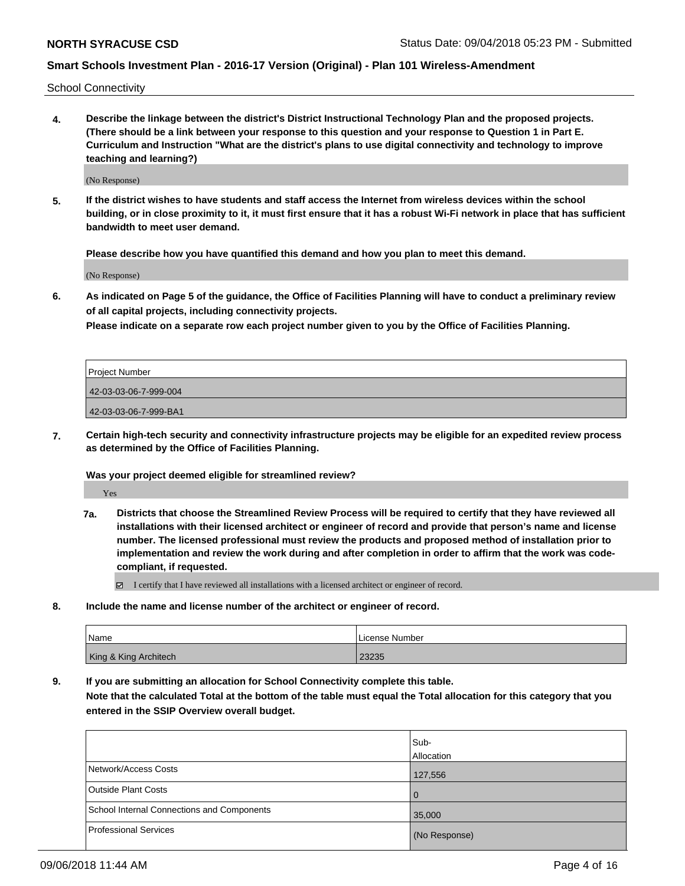School Connectivity

**4. Describe the linkage between the district's District Instructional Technology Plan and the proposed projects. (There should be a link between your response to this question and your response to Question 1 in Part E. Curriculum and Instruction "What are the district's plans to use digital connectivity and technology to improve teaching and learning?)**

(No Response)

**5. If the district wishes to have students and staff access the Internet from wireless devices within the school building, or in close proximity to it, it must first ensure that it has a robust Wi-Fi network in place that has sufficient bandwidth to meet user demand.**

**Please describe how you have quantified this demand and how you plan to meet this demand.**

(No Response)

**6. As indicated on Page 5 of the guidance, the Office of Facilities Planning will have to conduct a preliminary review of all capital projects, including connectivity projects.**
**Please indicate on a separate row each project number given to you by the Office of Facilities Planning.**

| Project Number |
| --- |
| 42-03-03-06-7-999-004 |
| 42-03-03-06-7-999-BA1 |

**7. Certain high-tech security and connectivity infrastructure projects may be eligible for an expedited review process as determined by the Office of Facilities Planning.**

**Was your project deemed eligible for streamlined review?**

Yes

**7a. Districts that choose the Streamlined Review Process will be required to certify that they have reviewed all installations with their licensed architect or engineer of record and provide that person's name and license number. The licensed professional must review the products and proposed method of installation prior to implementation and review the work during and after completion in order to affirm that the work was code-compliant, if requested.**

☑ I certify that I have reviewed all installations with a licensed architect or engineer of record.

**8. Include the name and license number of the architect or engineer of record.**

| Name | License Number |
| --- | --- |
| King & King Architech | 23235 |

**9. If you are submitting an allocation for School Connectivity complete this table.**
**Note that the calculated Total at the bottom of the table must equal the Total allocation for this category that you entered in the SSIP Overview overall budget.**

| | Sub-Allocation |
| --- | --- |
| Network/Access Costs | 127,556 |
| Outside Plant Costs | 0 |
| School Internal Connections and Components | 35,000 |
| Professional Services | (No Response) |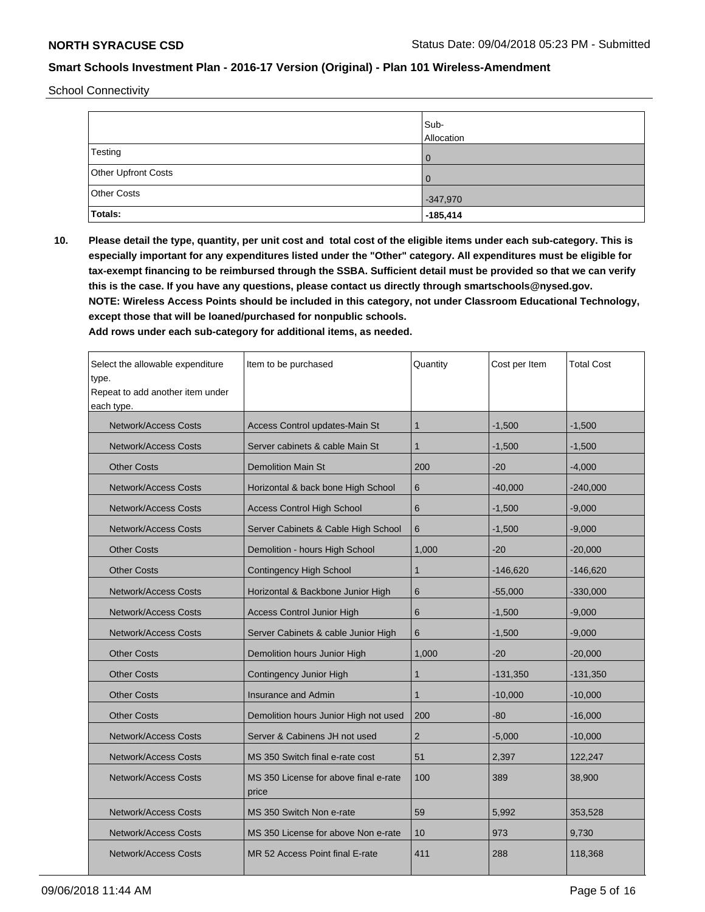School Connectivity

| | Sub-Allocation |
|---|---|
| Testing | 0 |
| Other Upfront Costs | 0 |
| Other Costs | -347,970 |
| **Totals:** | **-185,414** |

**10. Please detail the type, quantity, per unit cost and total cost of the eligible items under each sub-category. This is especially important for any expenditures listed under the "Other" category. All expenditures must be eligible for tax-exempt financing to be reimbursed through the SSBA. Sufficient detail must be provided so that we can verify this is the case. If you have any questions, please contact us directly through smartschools@nysed.gov.**
**NOTE: Wireless Access Points should be included in this category, not under Classroom Educational Technology, except those that will be loaned/purchased for nonpublic schools.**
**Add rows under each sub-category for additional items, as needed.**

| Select the allowable expenditure type. Repeat to add another item under each type. | Item to be purchased | Quantity | Cost per Item | Total Cost |
|---|---|---|---|---|
| Network/Access Costs | Access Control updates-Main St | 1 | -1,500 | -1,500 |
| Network/Access Costs | Server cabinets & cable Main St | 1 | -1,500 | -1,500 |
| Other Costs | Demolition Main St | 200 | -20 | -4,000 |
| Network/Access Costs | Horizontal & back bone High School | 6 | -40,000 | -240,000 |
| Network/Access Costs | Access Control High School | 6 | -1,500 | -9,000 |
| Network/Access Costs | Server Cabinets & Cable High School | 6 | -1,500 | -9,000 |
| Other Costs | Demolition - hours High School | 1,000 | -20 | -20,000 |
| Other Costs | Contingency High School | 1 | -146,620 | -146,620 |
| Network/Access Costs | Horizontal & Backbone Junior High | 6 | -55,000 | -330,000 |
| Network/Access Costs | Access Control Junior High | 6 | -1,500 | -9,000 |
| Network/Access Costs | Server Cabinets & cable Junior High | 6 | -1,500 | -9,000 |
| Other Costs | Demolition hours Junior High | 1,000 | -20 | -20,000 |
| Other Costs | Contingency Junior High | 1 | -131,350 | -131,350 |
| Other Costs | Insurance and Admin | 1 | -10,000 | -10,000 |
| Other Costs | Demolition hours Junior High not used | 200 | -80 | -16,000 |
| Network/Access Costs | Server & Cabinens JH not used | 2 | -5,000 | -10,000 |
| Network/Access Costs | MS 350 Switch final e-rate cost | 51 | 2,397 | 122,247 |
| Network/Access Costs | MS 350 License for above final e-rate price | 100 | 389 | 38,900 |
| Network/Access Costs | MS 350 Switch Non e-rate | 59 | 5,992 | 353,528 |
| Network/Access Costs | MS 350 License for above Non e-rate | 10 | 973 | 9,730 |
| Network/Access Costs | MR 52 Access Point final E-rate | 411 | 288 | 118,368 |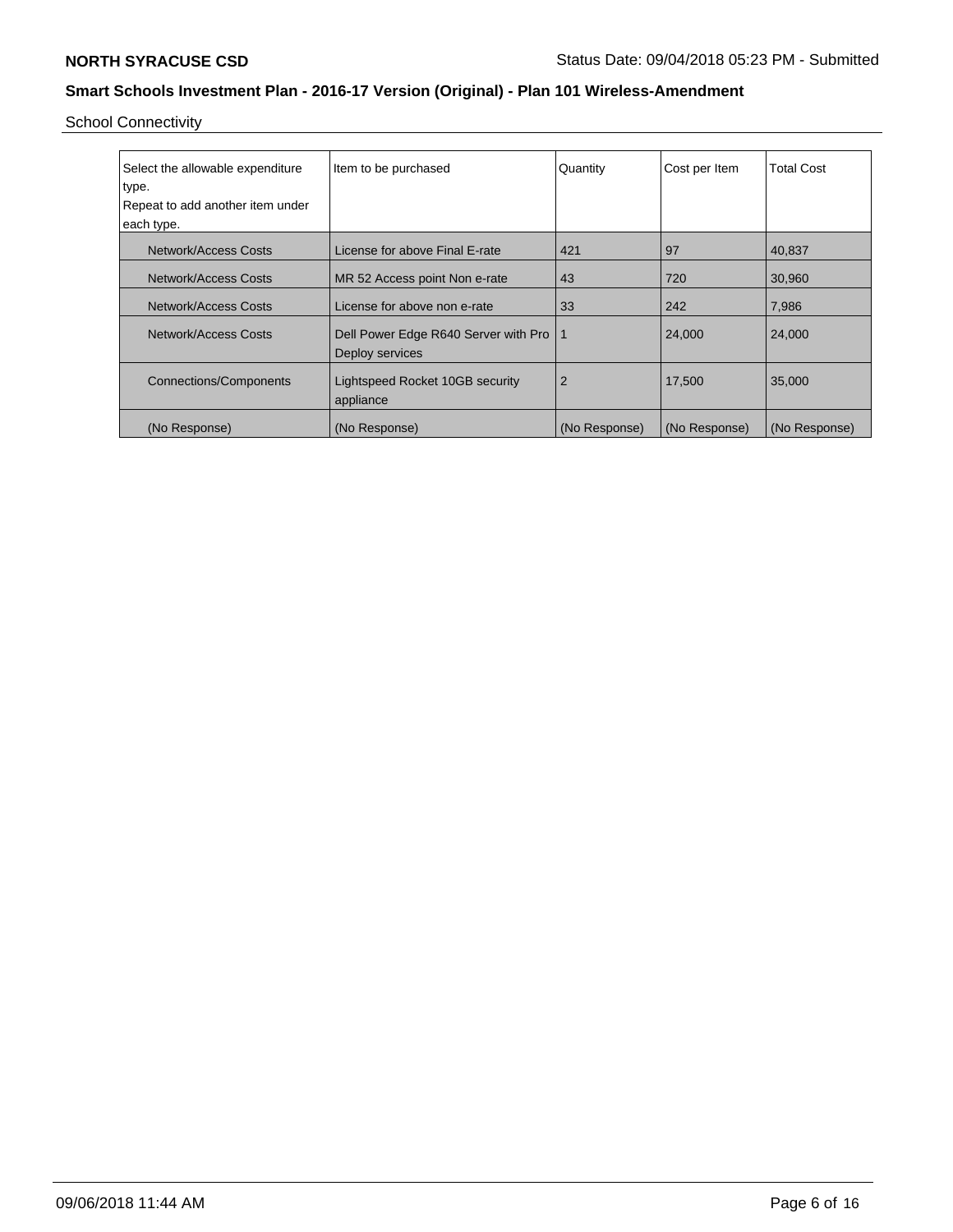School Connectivity

| Select the allowable expenditure type.<br>Repeat to add another item under each type. | Item to be purchased | Quantity | Cost per Item | Total Cost |
|---|---|---|---|---|
| Network/Access Costs | License for above Final E-rate | 421 | 97 | 40,837 |
| Network/Access Costs | MR 52 Access point Non e-rate | 43 | 720 | 30,960 |
| Network/Access Costs | License for above non e-rate | 33 | 242 | 7,986 |
| Network/Access Costs | Dell Power Edge R640 Server with Pro Deploy services | 1 | 24,000 | 24,000 |
| Connections/Components | Lightspeed Rocket 10GB security appliance | 2 | 17,500 | 35,000 |
| (No Response) | (No Response) | (No Response) | (No Response) | (No Response) |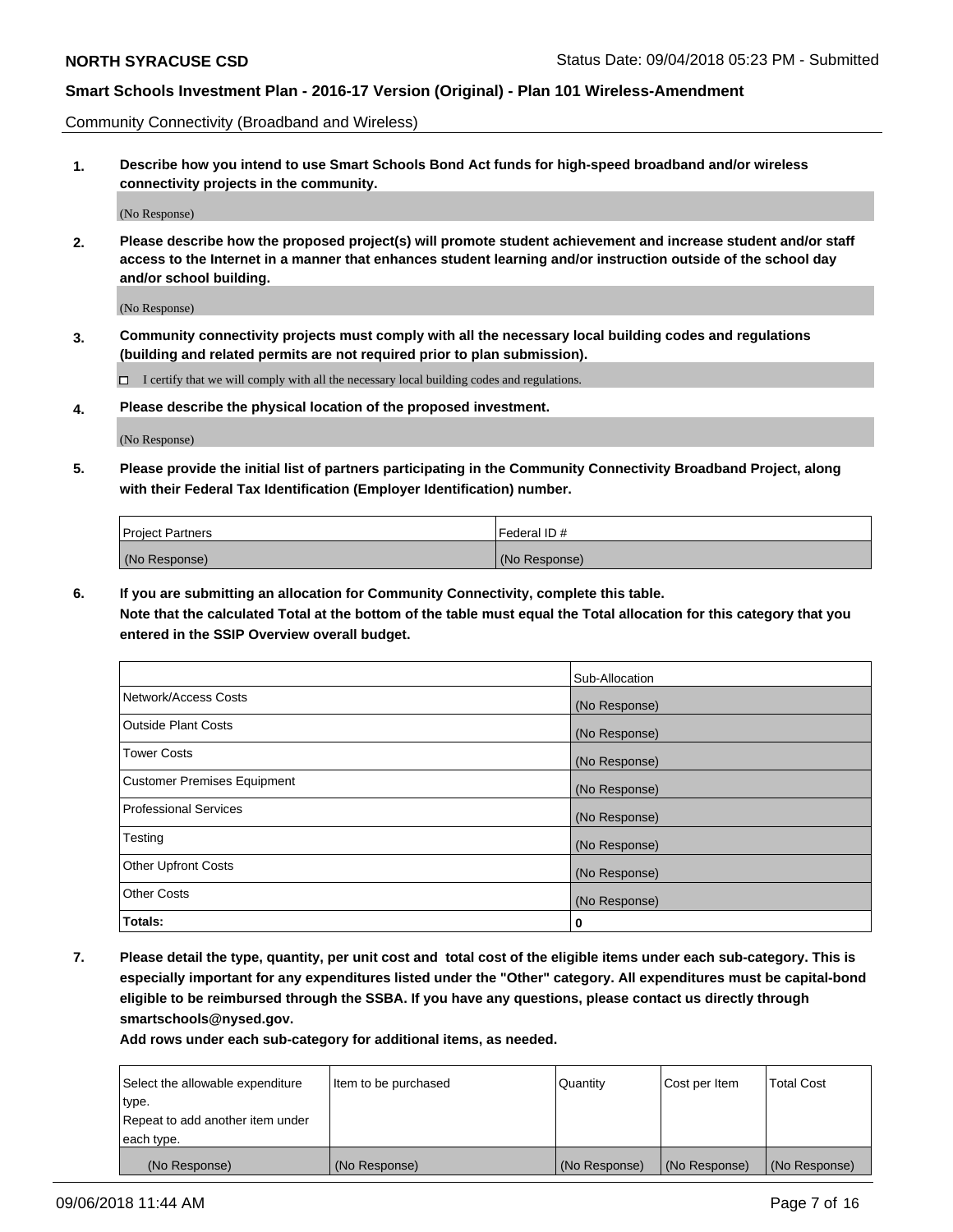Community Connectivity (Broadband and Wireless)

**1. Describe how you intend to use Smart Schools Bond Act funds for high-speed broadband and/or wireless connectivity projects in the community.**

(No Response)

**2. Please describe how the proposed project(s) will promote student achievement and increase student and/or staff access to the Internet in a manner that enhances student learning and/or instruction outside of the school day and/or school building.**

(No Response)

**3. Community connectivity projects must comply with all the necessary local building codes and regulations (building and related permits are not required prior to plan submission).**

☐ I certify that we will comply with all the necessary local building codes and regulations.

**4. Please describe the physical location of the proposed investment.**

(No Response)

**5. Please provide the initial list of partners participating in the Community Connectivity Broadband Project, along with their Federal Tax Identification (Employer Identification) number.**

| Project Partners | Federal ID # |
|---|---|
| (No Response) | (No Response) |

**6. If you are submitting an allocation for Community Connectivity, complete this table.**
**Note that the calculated Total at the bottom of the table must equal the Total allocation for this category that you entered in the SSIP Overview overall budget.**

| | Sub-Allocation |
|---|---|
| Network/Access Costs | (No Response) |
| Outside Plant Costs | (No Response) |
| Tower Costs | (No Response) |
| Customer Premises Equipment | (No Response) |
| Professional Services | (No Response) |
| Testing | (No Response) |
| Other Upfront Costs | (No Response) |
| Other Costs | (No Response) |
| **Totals:** | **0** |

**7. Please detail the type, quantity, per unit cost and total cost of the eligible items under each sub-category. This is especially important for any expenditures listed under the "Other" category. All expenditures must be capital-bond eligible to be reimbursed through the SSBA. If you have any questions, please contact us directly through smartschools@nysed.gov.**

**Add rows under each sub-category for additional items, as needed.**

| Select the allowable expenditure type. Repeat to add another item under each type. | Item to be purchased | Quantity | Cost per Item | Total Cost |
|---|---|---|---|---|
| (No Response) | (No Response) | (No Response) | (No Response) | (No Response) |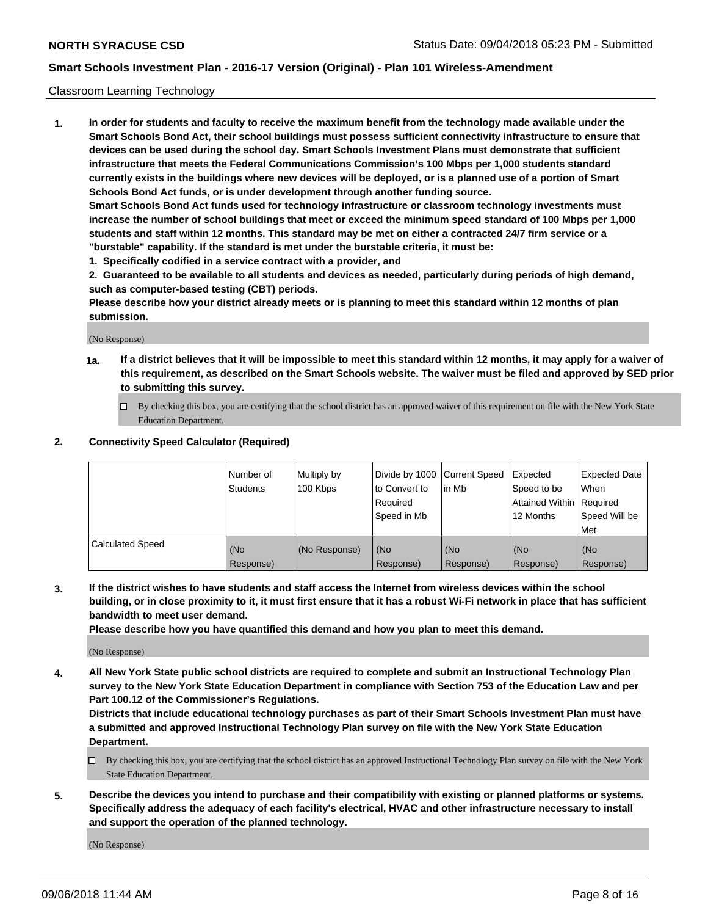Classroom Learning Technology

1. **In order for students and faculty to receive the maximum benefit from the technology made available under the Smart Schools Bond Act, their school buildings must possess sufficient connectivity infrastructure to ensure that devices can be used during the school day. Smart Schools Investment Plans must demonstrate that sufficient infrastructure that meets the Federal Communications Commission's 100 Mbps per 1,000 students standard currently exists in the buildings where new devices will be deployed, or is a planned use of a portion of Smart Schools Bond Act funds, or is under development through another funding source.**
   **Smart Schools Bond Act funds used for technology infrastructure or classroom technology investments must increase the number of school buildings that meet or exceed the minimum speed standard of 100 Mbps per 1,000 students and staff within 12 months. This standard may be met on either a contracted 24/7 firm service or a "burstable" capability. If the standard is met under the burstable criteria, it must be:**
   **1. Specifically codified in a service contract with a provider, and**
   **2. Guaranteed to be available to all students and devices as needed, particularly during periods of high demand, such as computer-based testing (CBT) periods.**
   **Please describe how your district already meets or is planning to meet this standard within 12 months of plan submission.**

   (No Response)

   **1a. If a district believes that it will be impossible to meet this standard within 12 months, it may apply for a waiver of this requirement, as described on the Smart Schools website. The waiver must be filed and approved by SED prior to submitting this survey.**

   ☐ By checking this box, you are certifying that the school district has an approved waiver of this requirement on file with the New York State Education Department.

2. **Connectivity Speed Calculator (Required)**

| | Number of Students | Multiply by 100 Kbps | Divide by 1000 to Convert to Required Speed in Mb | Current Speed in Mb | Expected Speed to be Attained Within 12 Months | Expected Date When Required Speed Will be Met |
|---|---|---|---|---|---|---|
| Calculated Speed | (No Response) | (No Response) | (No Response) | (No Response) | (No Response) | (No Response) |

3. **If the district wishes to have students and staff access the Internet from wireless devices within the school building, or in close proximity to it, it must first ensure that it has a robust Wi-Fi network in place that has sufficient bandwidth to meet user demand.**
   **Please describe how you have quantified this demand and how you plan to meet this demand.**

   (No Response)

4. **All New York State public school districts are required to complete and submit an Instructional Technology Plan survey to the New York State Education Department in compliance with Section 753 of the Education Law and per Part 100.12 of the Commissioner's Regulations.**
   **Districts that include educational technology purchases as part of their Smart Schools Investment Plan must have a submitted and approved Instructional Technology Plan survey on file with the New York State Education Department.**

   ☐ By checking this box, you are certifying that the school district has an approved Instructional Technology Plan survey on file with the New York State Education Department.

5. **Describe the devices you intend to purchase and their compatibility with existing or planned platforms or systems. Specifically address the adequacy of each facility's electrical, HVAC and other infrastructure necessary to install and support the operation of the planned technology.**

   (No Response)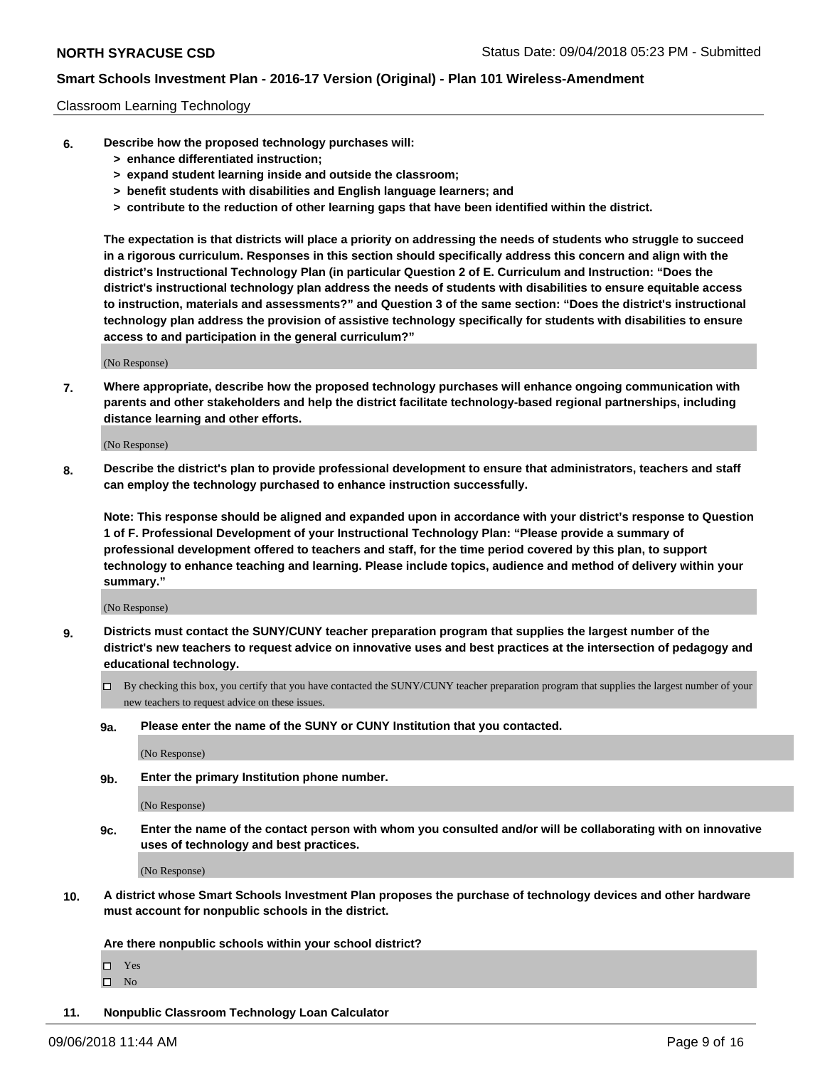Classroom Learning Technology

**6. Describe how the proposed technology purchases will:**
- **> enhance differentiated instruction;**
- **> expand student learning inside and outside the classroom;**
- **> benefit students with disabilities and English language learners; and**
- **> contribute to the reduction of other learning gaps that have been identified within the district.**

**The expectation is that districts will place a priority on addressing the needs of students who struggle to succeed in a rigorous curriculum. Responses in this section should specifically address this concern and align with the district's Instructional Technology Plan (in particular Question 2 of E. Curriculum and Instruction: "Does the district's instructional technology plan address the needs of students with disabilities to ensure equitable access to instruction, materials and assessments?" and Question 3 of the same section: "Does the district's instructional technology plan address the provision of assistive technology specifically for students with disabilities to ensure access to and participation in the general curriculum?"**

(No Response)

**7. Where appropriate, describe how the proposed technology purchases will enhance ongoing communication with parents and other stakeholders and help the district facilitate technology-based regional partnerships, including distance learning and other efforts.**

(No Response)

**8. Describe the district's plan to provide professional development to ensure that administrators, teachers and staff can employ the technology purchased to enhance instruction successfully.**

**Note: This response should be aligned and expanded upon in accordance with your district's response to Question 1 of F. Professional Development of your Instructional Technology Plan: "Please provide a summary of professional development offered to teachers and staff, for the time period covered by this plan, to support technology to enhance teaching and learning. Please include topics, audience and method of delivery within your summary."**

(No Response)

**9. Districts must contact the SUNY/CUNY teacher preparation program that supplies the largest number of the district's new teachers to request advice on innovative uses and best practices at the intersection of pedagogy and educational technology.**

☐ By checking this box, you certify that you have contacted the SUNY/CUNY teacher preparation program that supplies the largest number of your new teachers to request advice on these issues.

**9a. Please enter the name of the SUNY or CUNY Institution that you contacted.**

(No Response)

**9b. Enter the primary Institution phone number.**

(No Response)

**9c. Enter the name of the contact person with whom you consulted and/or will be collaborating with on innovative uses of technology and best practices.**

(No Response)

**10. A district whose Smart Schools Investment Plan proposes the purchase of technology devices and other hardware must account for nonpublic schools in the district.**

**Are there nonpublic schools within your school district?**

☐ Yes
☐ No

**11. Nonpublic Classroom Technology Loan Calculator**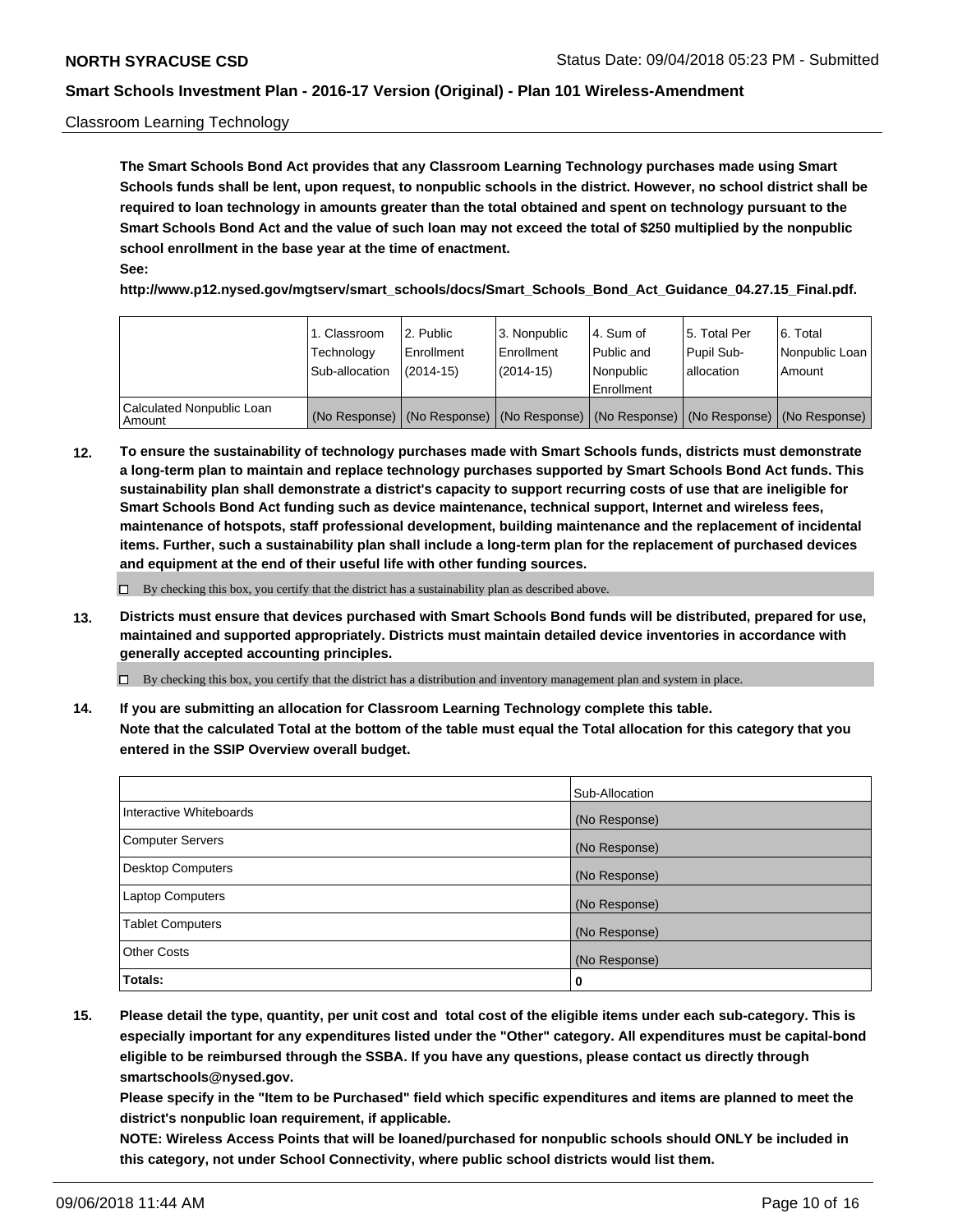Classroom Learning Technology

**The Smart Schools Bond Act provides that any Classroom Learning Technology purchases made using Smart Schools funds shall be lent, upon request, to nonpublic schools in the district. However, no school district shall be required to loan technology in amounts greater than the total obtained and spent on technology pursuant to the Smart Schools Bond Act and the value of such loan may not exceed the total of $250 multiplied by the nonpublic school enrollment in the base year at the time of enactment.**

**See:**

**http://www.p12.nysed.gov/mgtserv/smart_schools/docs/Smart_Schools_Bond_Act_Guidance_04.27.15_Final.pdf.**

| | 1. Classroom Technology Sub-allocation | 2. Public Enrollment (2014-15) | 3. Nonpublic Enrollment (2014-15) | 4. Sum of Public and Nonpublic Enrollment | 5. Total Per Pupil Sub-allocation | 6. Total Nonpublic Loan Amount |
|---|---|---|---|---|---|---|
| Calculated Nonpublic Loan Amount | (No Response) | (No Response) | (No Response) | (No Response) | (No Response) | (No Response) |

**12. To ensure the sustainability of technology purchases made with Smart Schools funds, districts must demonstrate a long-term plan to maintain and replace technology purchases supported by Smart Schools Bond Act funds. This sustainability plan shall demonstrate a district's capacity to support recurring costs of use that are ineligible for Smart Schools Bond Act funding such as device maintenance, technical support, Internet and wireless fees, maintenance of hotspots, staff professional development, building maintenance and the replacement of incidental items. Further, such a sustainability plan shall include a long-term plan for the replacement of purchased devices and equipment at the end of their useful life with other funding sources.**

☐ By checking this box, you certify that the district has a sustainability plan as described above.

**13. Districts must ensure that devices purchased with Smart Schools Bond funds will be distributed, prepared for use, maintained and supported appropriately. Districts must maintain detailed device inventories in accordance with generally accepted accounting principles.**

☐ By checking this box, you certify that the district has a distribution and inventory management plan and system in place.

**14. If you are submitting an allocation for Classroom Learning Technology complete this table. Note that the calculated Total at the bottom of the table must equal the Total allocation for this category that you entered in the SSIP Overview overall budget.**

| | Sub-Allocation |
|---|---|
| Interactive Whiteboards | (No Response) |
| Computer Servers | (No Response) |
| Desktop Computers | (No Response) |
| Laptop Computers | (No Response) |
| Tablet Computers | (No Response) |
| Other Costs | (No Response) |
| **Totals:** | **0** |

**15. Please detail the type, quantity, per unit cost and total cost of the eligible items under each sub-category. This is especially important for any expenditures listed under the "Other" category. All expenditures must be capital-bond eligible to be reimbursed through the SSBA. If you have any questions, please contact us directly through smartschools@nysed.gov.**

**Please specify in the "Item to be Purchased" field which specific expenditures and items are planned to meet the district's nonpublic loan requirement, if applicable.**

**NOTE: Wireless Access Points that will be loaned/purchased for nonpublic schools should ONLY be included in this category, not under School Connectivity, where public school districts would list them.**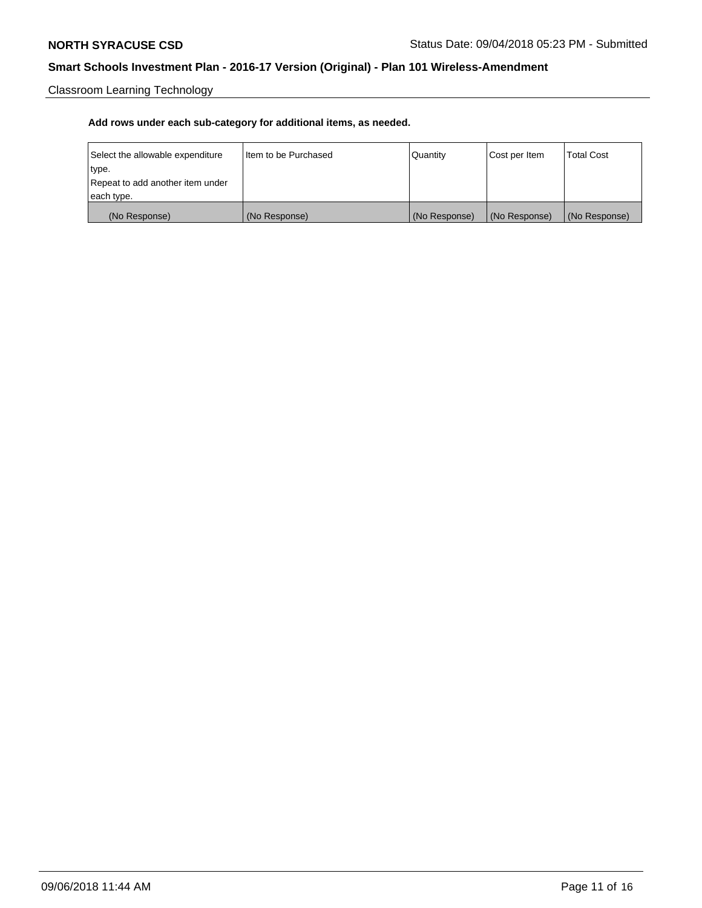Classroom Learning Technology

**Add rows under each sub-category for additional items, as needed.**

| Select the allowable expenditure type. Repeat to add another item under each type. | Item to be Purchased | Quantity | Cost per Item | Total Cost |
|---|---|---|---|---|
| (No Response) | (No Response) | (No Response) | (No Response) | (No Response) |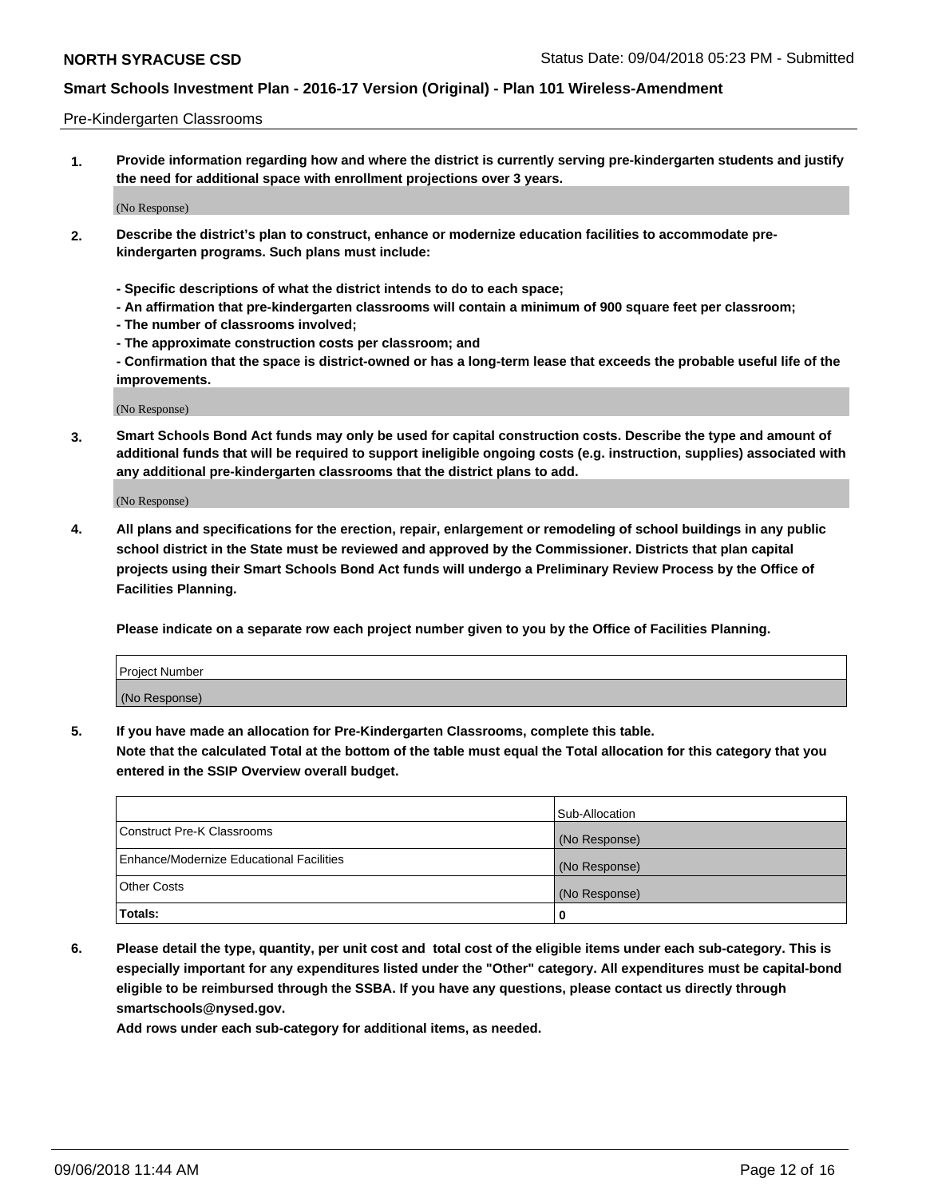Pre-Kindergarten Classrooms

**1. Provide information regarding how and where the district is currently serving pre-kindergarten students and justify the need for additional space with enrollment projections over 3 years.**

(No Response)

**2. Describe the district's plan to construct, enhance or modernize education facilities to accommodate pre-kindergarten programs. Such plans must include:**

**- Specific descriptions of what the district intends to do to each space;**
**- An affirmation that pre-kindergarten classrooms will contain a minimum of 900 square feet per classroom;**
**- The number of classrooms involved;**
**- The approximate construction costs per classroom; and**
**- Confirmation that the space is district-owned or has a long-term lease that exceeds the probable useful life of the improvements.**

(No Response)

**3. Smart Schools Bond Act funds may only be used for capital construction costs. Describe the type and amount of additional funds that will be required to support ineligible ongoing costs (e.g. instruction, supplies) associated with any additional pre-kindergarten classrooms that the district plans to add.**

(No Response)

**4. All plans and specifications for the erection, repair, enlargement or remodeling of school buildings in any public school district in the State must be reviewed and approved by the Commissioner. Districts that plan capital projects using their Smart Schools Bond Act funds will undergo a Preliminary Review Process by the Office of Facilities Planning.**

**Please indicate on a separate row each project number given to you by the Office of Facilities Planning.**

| Project Number |
|---|
| (No Response) |

**5. If you have made an allocation for Pre-Kindergarten Classrooms, complete this table.**
**Note that the calculated Total at the bottom of the table must equal the Total allocation for this category that you entered in the SSIP Overview overall budget.**

| | Sub-Allocation |
|---|---|
| Construct Pre-K Classrooms | (No Response) |
| Enhance/Modernize Educational Facilities | (No Response) |
| Other Costs | (No Response) |
| **Totals:** | **0** |

**6. Please detail the type, quantity, per unit cost and total cost of the eligible items under each sub-category. This is especially important for any expenditures listed under the "Other" category. All expenditures must be capital-bond eligible to be reimbursed through the SSBA. If you have any questions, please contact us directly through smartschools@nysed.gov.**
**Add rows under each sub-category for additional items, as needed.**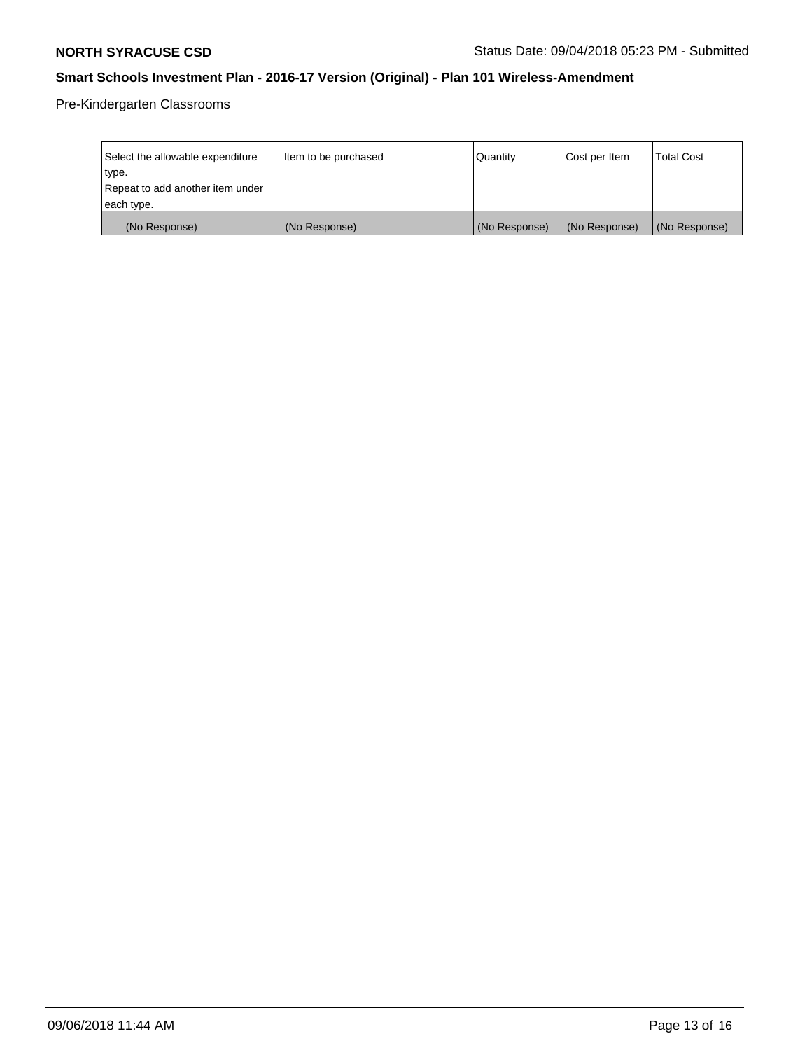Pre-Kindergarten Classrooms

| Select the allowable expenditure type. Repeat to add another item under each type. | Item to be purchased | Quantity | Cost per Item | Total Cost |
| --- | --- | --- | --- | --- |
| (No Response) | (No Response) | (No Response) | (No Response) | (No Response) |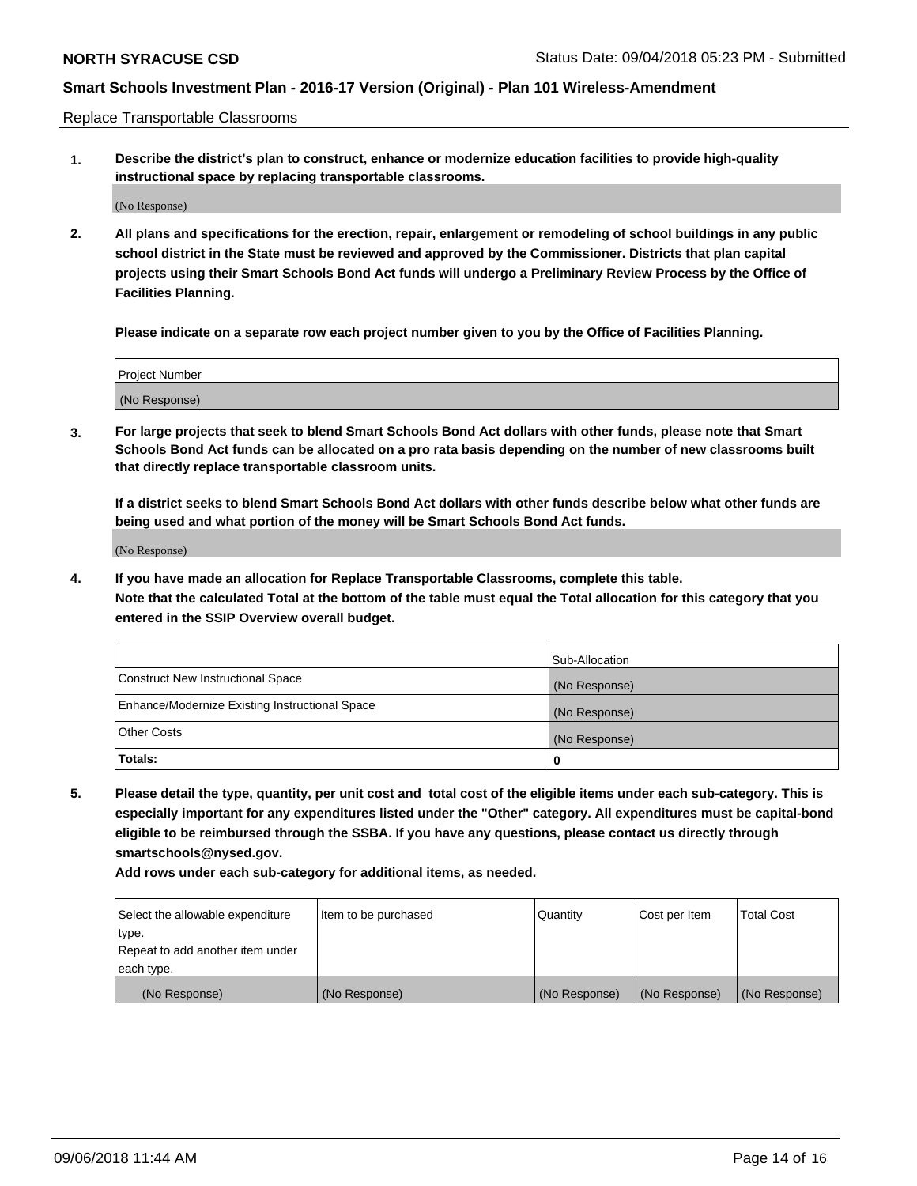Replace Transportable Classrooms

1. **Describe the district's plan to construct, enhance or modernize education facilities to provide high-quality instructional space by replacing transportable classrooms.**

(No Response)

2. **All plans and specifications for the erection, repair, enlargement or remodeling of school buildings in any public school district in the State must be reviewed and approved by the Commissioner. Districts that plan capital projects using their Smart Schools Bond Act funds will undergo a Preliminary Review Process by the Office of Facilities Planning.**

**Please indicate on a separate row each project number given to you by the Office of Facilities Planning.**

| Project Number |
|---|
| (No Response) |

3. **For large projects that seek to blend Smart Schools Bond Act dollars with other funds, please note that Smart Schools Bond Act funds can be allocated on a pro rata basis depending on the number of new classrooms built that directly replace transportable classroom units.**

**If a district seeks to blend Smart Schools Bond Act dollars with other funds describe below what other funds are being used and what portion of the money will be Smart Schools Bond Act funds.**

(No Response)

4. **If you have made an allocation for Replace Transportable Classrooms, complete this table.**
**Note that the calculated Total at the bottom of the table must equal the Total allocation for this category that you entered in the SSIP Overview overall budget.**

| | Sub-Allocation |
|---|---|
| Construct New Instructional Space | (No Response) |
| Enhance/Modernize Existing Instructional Space | (No Response) |
| Other Costs | (No Response) |
| **Totals:** | **0** |

5. **Please detail the type, quantity, per unit cost and total cost of the eligible items under each sub-category. This is especially important for any expenditures listed under the "Other" category. All expenditures must be capital-bond eligible to be reimbursed through the SSBA. If you have any questions, please contact us directly through smartschools@nysed.gov.**
**Add rows under each sub-category for additional items, as needed.**

| Select the allowable expenditure type. Repeat to add another item under each type. | Item to be purchased | Quantity | Cost per Item | Total Cost |
|---|---|---|---|---|
| (No Response) | (No Response) | (No Response) | (No Response) | (No Response) |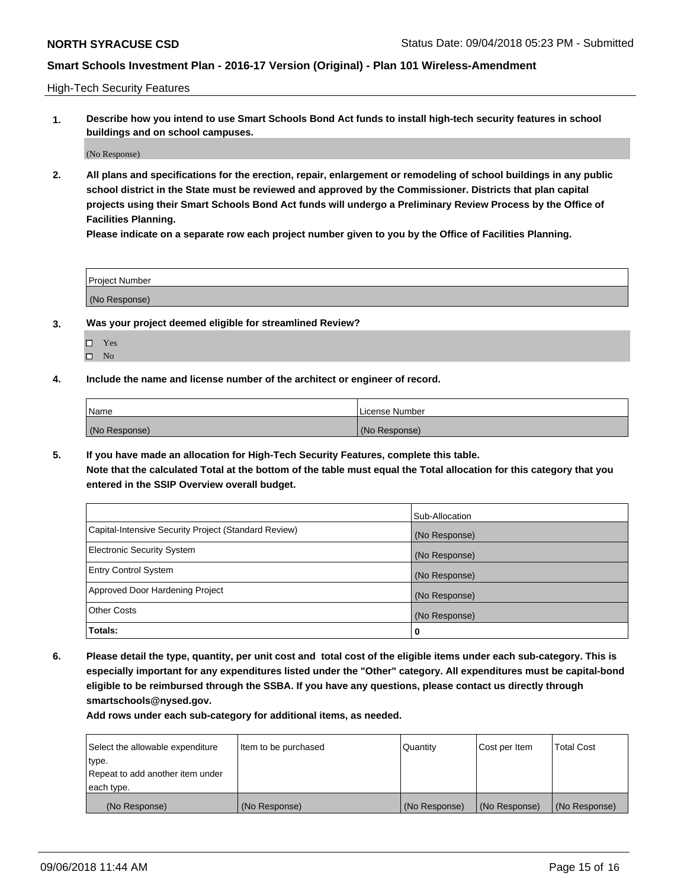High-Tech Security Features

**1. Describe how you intend to use Smart Schools Bond Act funds to install high-tech security features in school buildings and on school campuses.**

(No Response)

**2. All plans and specifications for the erection, repair, enlargement or remodeling of school buildings in any public school district in the State must be reviewed and approved by the Commissioner. Districts that plan capital projects using their Smart Schools Bond Act funds will undergo a Preliminary Review Process by the Office of Facilities Planning.**

**Please indicate on a separate row each project number given to you by the Office of Facilities Planning.**

| Project Number |
|---|
| (No Response) |

**3. Was your project deemed eligible for streamlined Review?**

- ☐ Yes
- ☐ No

**4. Include the name and license number of the architect or engineer of record.**

| Name | License Number |
|---|---|
| (No Response) | (No Response) |

**5. If you have made an allocation for High-Tech Security Features, complete this table.**
**Note that the calculated Total at the bottom of the table must equal the Total allocation for this category that you entered in the SSIP Overview overall budget.**

| | Sub-Allocation |
|---|---|
| Capital-Intensive Security Project (Standard Review) | (No Response) |
| Electronic Security System | (No Response) |
| Entry Control System | (No Response) |
| Approved Door Hardening Project | (No Response) |
| Other Costs | (No Response) |
| **Totals:** | **0** |

**6. Please detail the type, quantity, per unit cost and total cost of the eligible items under each sub-category. This is especially important for any expenditures listed under the "Other" category. All expenditures must be capital-bond eligible to be reimbursed through the SSBA. If you have any questions, please contact us directly through smartschools@nysed.gov.**

**Add rows under each sub-category for additional items, as needed.**

| Select the allowable expenditure type. Repeat to add another item under each type. | Item to be purchased | Quantity | Cost per Item | Total Cost |
|---|---|---|---|---|
| (No Response) | (No Response) | (No Response) | (No Response) | (No Response) |